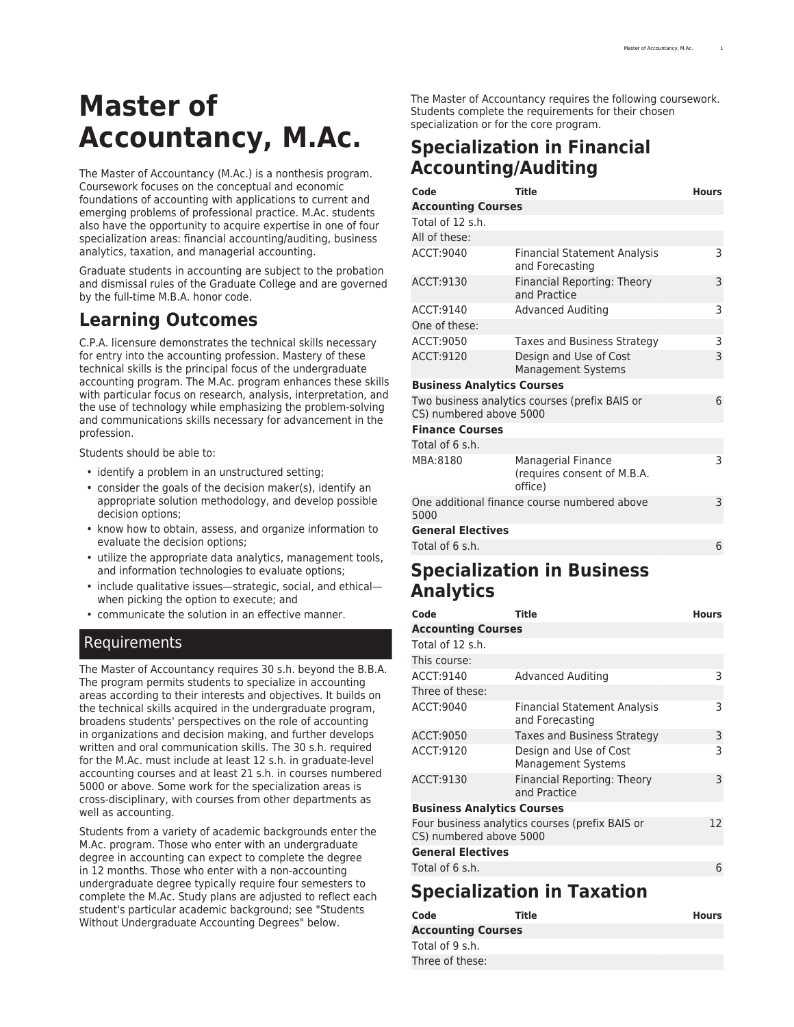# Master of Accountancy, M.Ac.

The Master of Accountancy (M.Ac.) is a nonthesis program. Coursework focuses on the conceptual and economic foundations of accounting with applications to current and emerging problems of professional practice. M.Ac. students also have the opportunity to acquire expertise in one of four specialization areas: financial accounting/auditing, business analytics, taxation, and managerial accounting.

Graduate students in accounting are subject to the probation and dismissal rules of the Graduate College and are governed by the full-time M.B.A. honor code.

## Learning Outcomes

C.P.A. licensure demonstrates the technical skills necessary for entry into the accounting profession. Mastery of these technical skills is the principal focus of the undergraduate accounting program. The M.Ac. program enhances these skills with particular focus on research, analysis, interpretation, and the use of technology while emphasizing the problem-solving and communications skills necessary for advancement in the profession.

Students should be able to:

- identify a problem in an unstructured setting;
- consider the goals of the decision maker(s), identify an appropriate solution methodology, and develop possible decision options;
- know how to obtain, assess, and organize information to evaluate the decision options;
- utilize the appropriate data analytics, management tools, and information technologies to evaluate options;
- include qualitative issues—strategic, social, and ethical—when picking the option to execute; and
- communicate the solution in an effective manner.

## Requirements

The Master of Accountancy requires 30 s.h. beyond the B.B.A. The program permits students to specialize in accounting areas according to their interests and objectives. It builds on the technical skills acquired in the undergraduate program, broadens students' perspectives on the role of accounting in organizations and decision making, and further develops written and oral communication skills. The 30 s.h. required for the M.Ac. must include at least 12 s.h. in graduate-level accounting courses and at least 21 s.h. in courses numbered 5000 or above. Some work for the specialization areas is cross-disciplinary, with courses from other departments as well as accounting.

Students from a variety of academic backgrounds enter the M.Ac. program. Those who enter with an undergraduate degree in accounting can expect to complete the degree in 12 months. Those who enter with a non-accounting undergraduate degree typically require four semesters to complete the M.Ac. Study plans are adjusted to reflect each student's particular academic background; see "Students Without Undergraduate Accounting Degrees" below.

The Master of Accountancy requires the following coursework. Students complete the requirements for their chosen specialization or for the core program.

## Specialization in Financial Accounting/Auditing

| Code | Title | Hours |
|---|---|---|
| **Accounting Courses** | | |
| Total of 12 s.h. | | |
| All of these: | | |
| ACCT:9040 | Financial Statement Analysis and Forecasting | 3 |
| ACCT:9130 | Financial Reporting: Theory and Practice | 3 |
| ACCT:9140 | Advanced Auditing | 3 |
| One of these: | | |
| ACCT:9050 | Taxes and Business Strategy | 3 |
| ACCT:9120 | Design and Use of Cost Management Systems | 3 |
| **Business Analytics Courses** | | |
| Two business analytics courses (prefix BAIS or CS) numbered above 5000 | | 6 |
| **Finance Courses** | | |
| Total of 6 s.h. | | |
| MBA:8180 | Managerial Finance (requires consent of M.B.A. office) | 3 |
| One additional finance course numbered above 5000 | | 3 |
| **General Electives** | | |
| Total of 6 s.h. | | 6 |

## Specialization in Business Analytics

| Code | Title | Hours |
|---|---|---|
| **Accounting Courses** | | |
| Total of 12 s.h. | | |
| This course: | | |
| ACCT:9140 | Advanced Auditing | 3 |
| Three of these: | | |
| ACCT:9040 | Financial Statement Analysis and Forecasting | 3 |
| ACCT:9050 | Taxes and Business Strategy | 3 |
| ACCT:9120 | Design and Use of Cost Management Systems | 3 |
| ACCT:9130 | Financial Reporting: Theory and Practice | 3 |
| **Business Analytics Courses** | | |
| Four business analytics courses (prefix BAIS or CS) numbered above 5000 | | 12 |
| **General Electives** | | |
| Total of 6 s.h. | | 6 |

## Specialization in Taxation

| Code | Title | Hours |
|---|---|---|
| **Accounting Courses** | | |
| Total of 9 s.h. | | |
| Three of these: | | |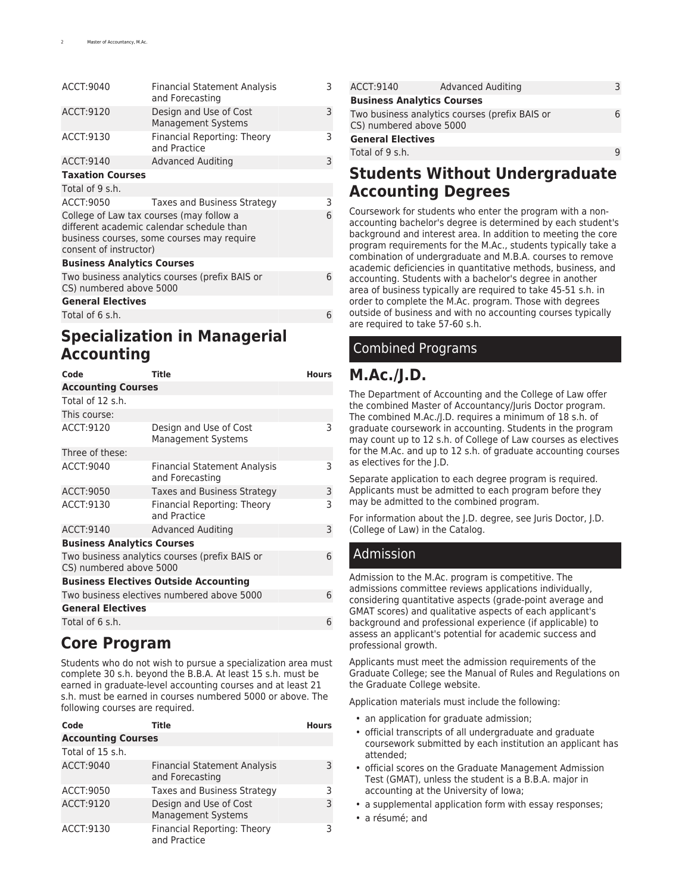| | | |
|---|---|---|
| ACCT:9040 | Financial Statement Analysis and Forecasting | 3 |
| ACCT:9120 | Design and Use of Cost Management Systems | 3 |
| ACCT:9130 | Financial Reporting: Theory and Practice | 3 |
| ACCT:9140 | Advanced Auditing | 3 |
| **Taxation Courses** | | |
| Total of 9 s.h. | | |
| ACCT:9050 | Taxes and Business Strategy | 3 |
| College of Law tax courses (may follow a different academic calendar schedule than business courses, some courses may require consent of instructor) | | 6 |
| **Business Analytics Courses** | | |
| Two business analytics courses (prefix BAIS or CS) numbered above 5000 | | 6 |
| **General Electives** | | |
| Total of 6 s.h. | | 6 |

## Specialization in Managerial Accounting

| Code | Title | Hours |
|---|---|---|
| **Accounting Courses** | | |
| Total of 12 s.h. | | |
| This course: | | |
| ACCT:9120 | Design and Use of Cost Management Systems | 3 |
| Three of these: | | |
| ACCT:9040 | Financial Statement Analysis and Forecasting | 3 |
| ACCT:9050 | Taxes and Business Strategy | 3 |
| ACCT:9130 | Financial Reporting: Theory and Practice | 3 |
| ACCT:9140 | Advanced Auditing | 3 |
| **Business Analytics Courses** | | |
| Two business analytics courses (prefix BAIS or CS) numbered above 5000 | | 6 |
| **Business Electives Outside Accounting** | | |
| Two business electives numbered above 5000 | | 6 |
| **General Electives** | | |
| Total of 6 s.h. | | 6 |

## Core Program

Students who do not wish to pursue a specialization area must complete 30 s.h. beyond the B.B.A. At least 15 s.h. must be earned in graduate-level accounting courses and at least 21 s.h. must be earned in courses numbered 5000 or above. The following courses are required.

| Code | Title | Hours |
|---|---|---|
| **Accounting Courses** | | |
| Total of 15 s.h. | | |
| ACCT:9040 | Financial Statement Analysis and Forecasting | 3 |
| ACCT:9050 | Taxes and Business Strategy | 3 |
| ACCT:9120 | Design and Use of Cost Management Systems | 3 |
| ACCT:9130 | Financial Reporting: Theory and Practice | 3 |
| ACCT:9140 | Advanced Auditing | 3 |
| **Business Analytics Courses** | | |
| Two business analytics courses (prefix BAIS or CS) numbered above 5000 | | 6 |
| **General Electives** | | |
| Total of 9 s.h. | | 9 |

## Students Without Undergraduate Accounting Degrees

Coursework for students who enter the program with a non-accounting bachelor's degree is determined by each student's background and interest area. In addition to meeting the core program requirements for the M.Ac., students typically take a combination of undergraduate and M.B.A. courses to remove academic deficiencies in quantitative methods, business, and accounting. Students with a bachelor's degree in another area of business typically are required to take 45-51 s.h. in order to complete the M.Ac. program. Those with degrees outside of business and with no accounting courses typically are required to take 57-60 s.h.

# Combined Programs

## M.Ac./J.D.

The Department of Accounting and the College of Law offer the combined Master of Accountancy/Juris Doctor program. The combined M.Ac./J.D. requires a minimum of 18 s.h. of graduate coursework in accounting. Students in the program may count up to 12 s.h. of College of Law courses as electives for the M.Ac. and up to 12 s.h. of graduate accounting courses as electives for the J.D.

Separate application to each degree program is required. Applicants must be admitted to each program before they may be admitted to the combined program.

For information about the J.D. degree, see Juris Doctor, J.D. (College of Law) in the Catalog.

# Admission

Admission to the M.Ac. program is competitive. The admissions committee reviews applications individually, considering quantitative aspects (grade-point average and GMAT scores) and qualitative aspects of each applicant's background and professional experience (if applicable) to assess an applicant's potential for academic success and professional growth.

Applicants must meet the admission requirements of the Graduate College; see the Manual of Rules and Regulations on the Graduate College website.

Application materials must include the following:

- an application for graduate admission;
- official transcripts of all undergraduate and graduate coursework submitted by each institution an applicant has attended;
- official scores on the Graduate Management Admission Test (GMAT), unless the student is a B.B.A. major in accounting at the University of Iowa;
- a supplemental application form with essay responses;
- a résumé; and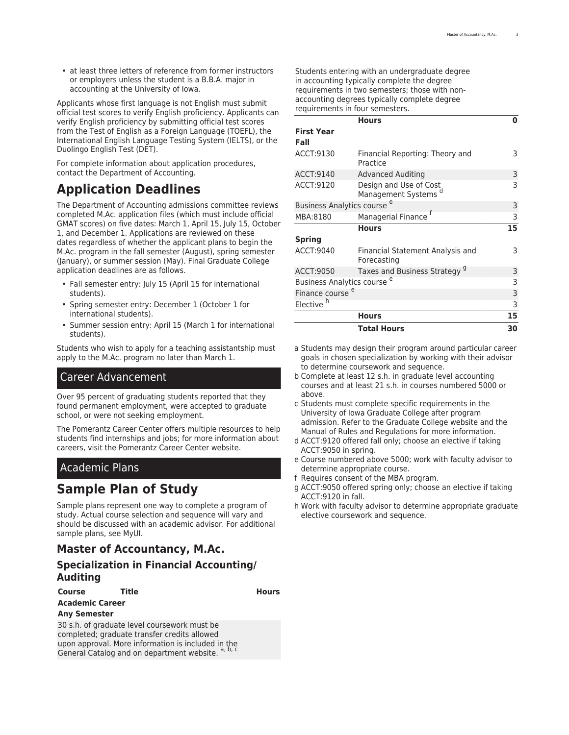- at least three letters of reference from former instructors or employers unless the student is a B.B.A. major in accounting at the University of Iowa.

Applicants whose first language is not English must submit official test scores to verify English proficiency. Applicants can verify English proficiency by submitting official test scores from the Test of English as a Foreign Language (TOEFL), the International English Language Testing System (IELTS), or the Duolingo English Test (DET).

For complete information about application procedures, contact the Department of Accounting.

# Application Deadlines

The Department of Accounting admissions committee reviews completed M.Ac. application files (which must include official GMAT scores) on five dates: March 1, April 15, July 15, October 1, and December 1. Applications are reviewed on these dates regardless of whether the applicant plans to begin the M.Ac. program in the fall semester (August), spring semester (January), or summer session (May). Final Graduate College application deadlines are as follows.

- Fall semester entry: July 15 (April 15 for international students).
- Spring semester entry: December 1 (October 1 for international students).
- Summer session entry: April 15 (March 1 for international students).

Students who wish to apply for a teaching assistantship must apply to the M.Ac. program no later than March 1.

## Career Advancement

Over 95 percent of graduating students reported that they found permanent employment, were accepted to graduate school, or were not seeking employment.

The Pomerantz Career Center offers multiple resources to help students find internships and jobs; for more information about careers, visit the Pomerantz Career Center website.

## Academic Plans

# Sample Plan of Study

Sample plans represent one way to complete a program of study. Actual course selection and sequence will vary and should be discussed with an academic advisor. For additional sample plans, see MyUI.

## Master of Accountancy, M.Ac.

### Specialization in Financial Accounting/ Auditing

| Course | Title | Hours |
| --- | --- | --- |
| **Academic Career** | | |
| **Any Semester** | | |
| 30 s.h. of graduate level coursework must be completed; graduate transfer credits allowed upon approval. More information is included in the General Catalog and on department website. [a, b, c] | | |

Students entering with an undergraduate degree in accounting typically complete the degree requirements in two semesters; those with non-accounting degrees typically complete degree requirements in four semesters.

| Course | Title | Hours |
| --- | --- | --- |
| | **Hours** | **0** |
| **First Year** | | |
| **Fall** | | |
| ACCT:9130 | Financial Reporting: Theory and Practice | 3 |
| ACCT:9140 | Advanced Auditing | 3 |
| ACCT:9120 | Design and Use of Cost Management Systems [d] | 3 |
| Business Analytics course [e] | | 3 |
| MBA:8180 | Managerial Finance [f] | 3 |
| | **Hours** | **15** |
| **Spring** | | |
| ACCT:9040 | Financial Statement Analysis and Forecasting | 3 |
| ACCT:9050 | Taxes and Business Strategy [g] | 3 |
| Business Analytics course [e] | | 3 |
| Finance course [e] | | 3 |
| Elective [h] | | 3 |
| | **Hours** | **15** |
| | **Total Hours** | **30** |

a Students may design their program around particular career goals in chosen specialization by working with their advisor to determine coursework and sequence.

b Complete at least 12 s.h. in graduate level accounting courses and at least 21 s.h. in courses numbered 5000 or above.

c Students must complete specific requirements in the University of Iowa Graduate College after program admission. Refer to the Graduate College website and the Manual of Rules and Regulations for more information.

d ACCT:9120 offered fall only; choose an elective if taking ACCT:9050 in spring.

e Course numbered above 5000; work with faculty advisor to determine appropriate course.

f Requires consent of the MBA program.

g ACCT:9050 offered spring only; choose an elective if taking ACCT:9120 in fall.

h Work with faculty advisor to determine appropriate graduate elective coursework and sequence.